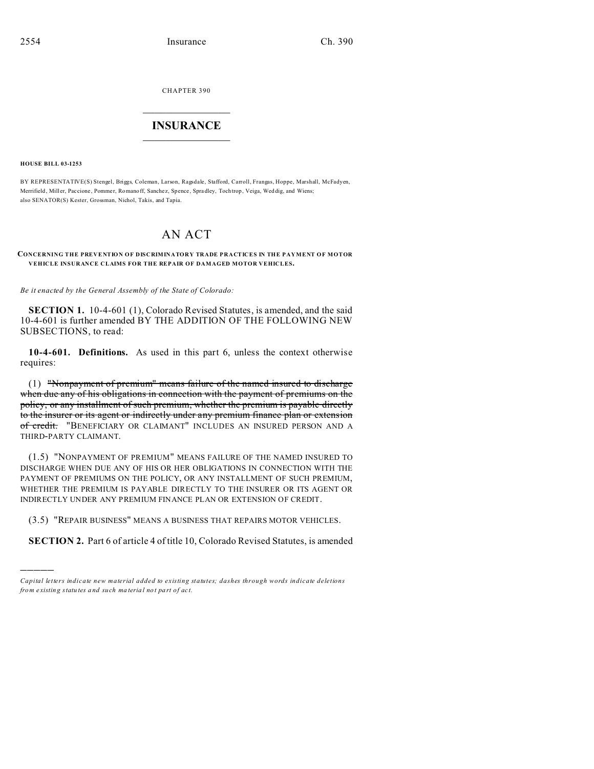CHAPTER 390

# INSURANCE

**HOUSE BILL 03-1253**

BY REPRESENTATIVE(S) Stengel, Briggs, Coleman, Larson, Ragsdale, Stafford, Carroll, Frangas, Hoppe, Marshall, McFadyen, Merrifield, Miller, Paccione, Pommer, Romanoff, Sanchez, Spence, Spradley, Tochtrop, Veiga, Weddig, and Wiens; also SENATOR(S) Kester, Grossman, Nichol, Takis, and Tapia.

# AN ACT

**CONCERNING THE PREVENTION OF DISCRIMINATORY TRADE PRACTICES IN THE PAYMENT OF MOTOR VEHICLE INSURANCE CLAIMS FOR THE REPAIR OF DAMAGED MOTOR VEHICLES.**

*Be it enacted by the General Assembly of the State of Colorado:*

**SECTION 1.** 10-4-601 (1), Colorado Revised Statutes, is amended, and the said 10-4-601 is further amended BY THE ADDITION OF THE FOLLOWING NEW SUBSECTIONS, to read:

**10-4-601. Definitions.** As used in this part 6, unless the context otherwise requires:

(1) ~~"Nonpayment of premium" means failure of the named insured to discharge when due any of his obligations in connection with the payment of premiums on the policy, or any installment of such premium, whether the premium is payable directly to the insurer or its agent or indirectly under any premium finance plan or extension of credit.~~ "BENEFICIARY OR CLAIMANT" INCLUDES AN INSURED PERSON AND A THIRD-PARTY CLAIMANT.

(1.5) "NONPAYMENT OF PREMIUM" MEANS FAILURE OF THE NAMED INSURED TO DISCHARGE WHEN DUE ANY OF HIS OR HER OBLIGATIONS IN CONNECTION WITH THE PAYMENT OF PREMIUMS ON THE POLICY, OR ANY INSTALLMENT OF SUCH PREMIUM, WHETHER THE PREMIUM IS PAYABLE DIRECTLY TO THE INSURER OR ITS AGENT OR INDIRECTLY UNDER ANY PREMIUM FINANCE PLAN OR EXTENSION OF CREDIT.

(3.5) "REPAIR BUSINESS" MEANS A BUSINESS THAT REPAIRS MOTOR VEHICLES.

**SECTION 2.** Part 6 of article 4 of title 10, Colorado Revised Statutes, is amended

---

*Capital letters indicate new material added to existing statutes; dashes through words indicate deletions from existing statutes and such material not part of act.*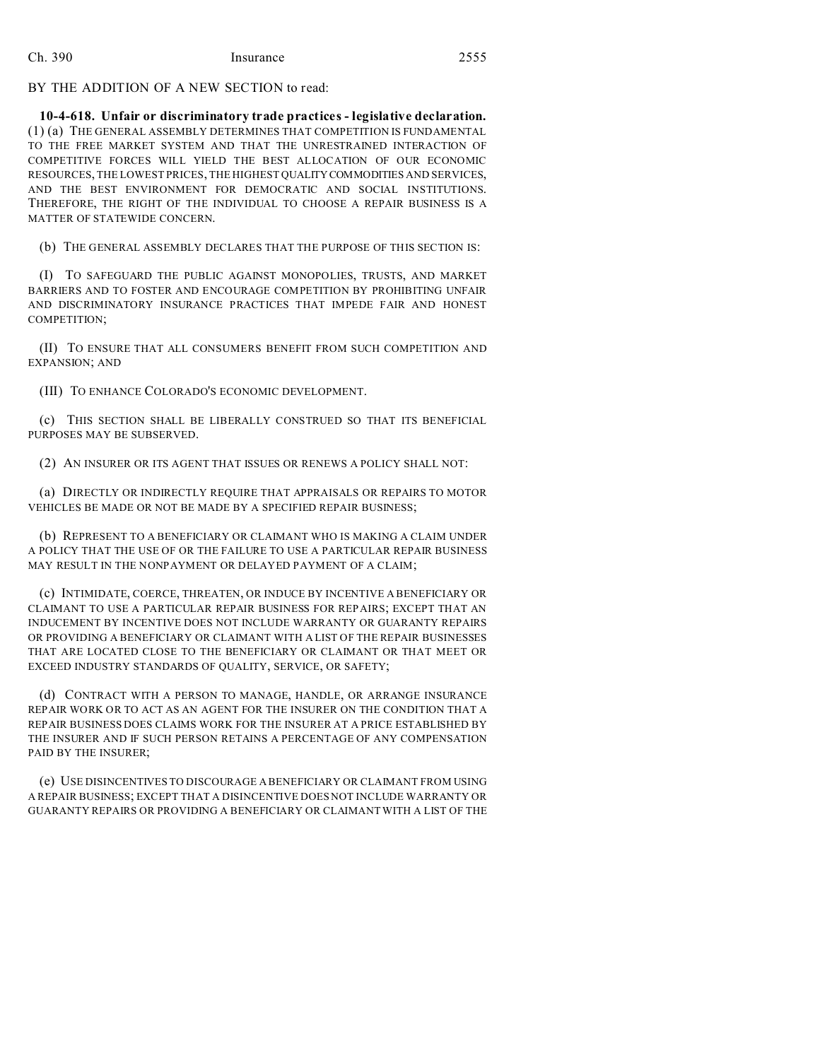BY THE ADDITION OF A NEW SECTION to read:

**10-4-618. Unfair or discriminatory trade practices - legislative declaration.** (1) (a) THE GENERAL ASSEMBLY DETERMINES THAT COMPETITION IS FUNDAMENTAL TO THE FREE MARKET SYSTEM AND THAT THE UNRESTRAINED INTERACTION OF COMPETITIVE FORCES WILL YIELD THE BEST ALLOCATION OF OUR ECONOMIC RESOURCES, THE LOWEST PRICES, THE HIGHEST QUALITY COMMODITIES AND SERVICES, AND THE BEST ENVIRONMENT FOR DEMOCRATIC AND SOCIAL INSTITUTIONS. THEREFORE, THE RIGHT OF THE INDIVIDUAL TO CHOOSE A REPAIR BUSINESS IS A MATTER OF STATEWIDE CONCERN.

(b) THE GENERAL ASSEMBLY DECLARES THAT THE PURPOSE OF THIS SECTION IS:

(I) TO SAFEGUARD THE PUBLIC AGAINST MONOPOLIES, TRUSTS, AND MARKET BARRIERS AND TO FOSTER AND ENCOURAGE COMPETITION BY PROHIBITING UNFAIR AND DISCRIMINATORY INSURANCE PRACTICES THAT IMPEDE FAIR AND HONEST COMPETITION;

(II) TO ENSURE THAT ALL CONSUMERS BENEFIT FROM SUCH COMPETITION AND EXPANSION; AND

(III) TO ENHANCE COLORADO'S ECONOMIC DEVELOPMENT.

(c) THIS SECTION SHALL BE LIBERALLY CONSTRUED SO THAT ITS BENEFICIAL PURPOSES MAY BE SUBSERVED.

(2) AN INSURER OR ITS AGENT THAT ISSUES OR RENEWS A POLICY SHALL NOT:

(a) DIRECTLY OR INDIRECTLY REQUIRE THAT APPRAISALS OR REPAIRS TO MOTOR VEHICLES BE MADE OR NOT BE MADE BY A SPECIFIED REPAIR BUSINESS;

(b) REPRESENT TO A BENEFICIARY OR CLAIMANT WHO IS MAKING A CLAIM UNDER A POLICY THAT THE USE OF OR THE FAILURE TO USE A PARTICULAR REPAIR BUSINESS MAY RESULT IN THE NONPAYMENT OR DELAYED PAYMENT OF A CLAIM;

(c) INTIMIDATE, COERCE, THREATEN, OR INDUCE BY INCENTIVE A BENEFICIARY OR CLAIMANT TO USE A PARTICULAR REPAIR BUSINESS FOR REPAIRS; EXCEPT THAT AN INDUCEMENT BY INCENTIVE DOES NOT INCLUDE WARRANTY OR GUARANTY REPAIRS OR PROVIDING A BENEFICIARY OR CLAIMANT WITH A LIST OF THE REPAIR BUSINESSES THAT ARE LOCATED CLOSE TO THE BENEFICIARY OR CLAIMANT OR THAT MEET OR EXCEED INDUSTRY STANDARDS OF QUALITY, SERVICE, OR SAFETY;

(d) CONTRACT WITH A PERSON TO MANAGE, HANDLE, OR ARRANGE INSURANCE REPAIR WORK OR TO ACT AS AN AGENT FOR THE INSURER ON THE CONDITION THAT A REPAIR BUSINESS DOES CLAIMS WORK FOR THE INSURER AT A PRICE ESTABLISHED BY THE INSURER AND IF SUCH PERSON RETAINS A PERCENTAGE OF ANY COMPENSATION PAID BY THE INSURER;

(e) USE DISINCENTIVES TO DISCOURAGE A BENEFICIARY OR CLAIMANT FROM USING A REPAIR BUSINESS; EXCEPT THAT A DISINCENTIVE DOES NOT INCLUDE WARRANTY OR GUARANTY REPAIRS OR PROVIDING A BENEFICIARY OR CLAIMANT WITH A LIST OF THE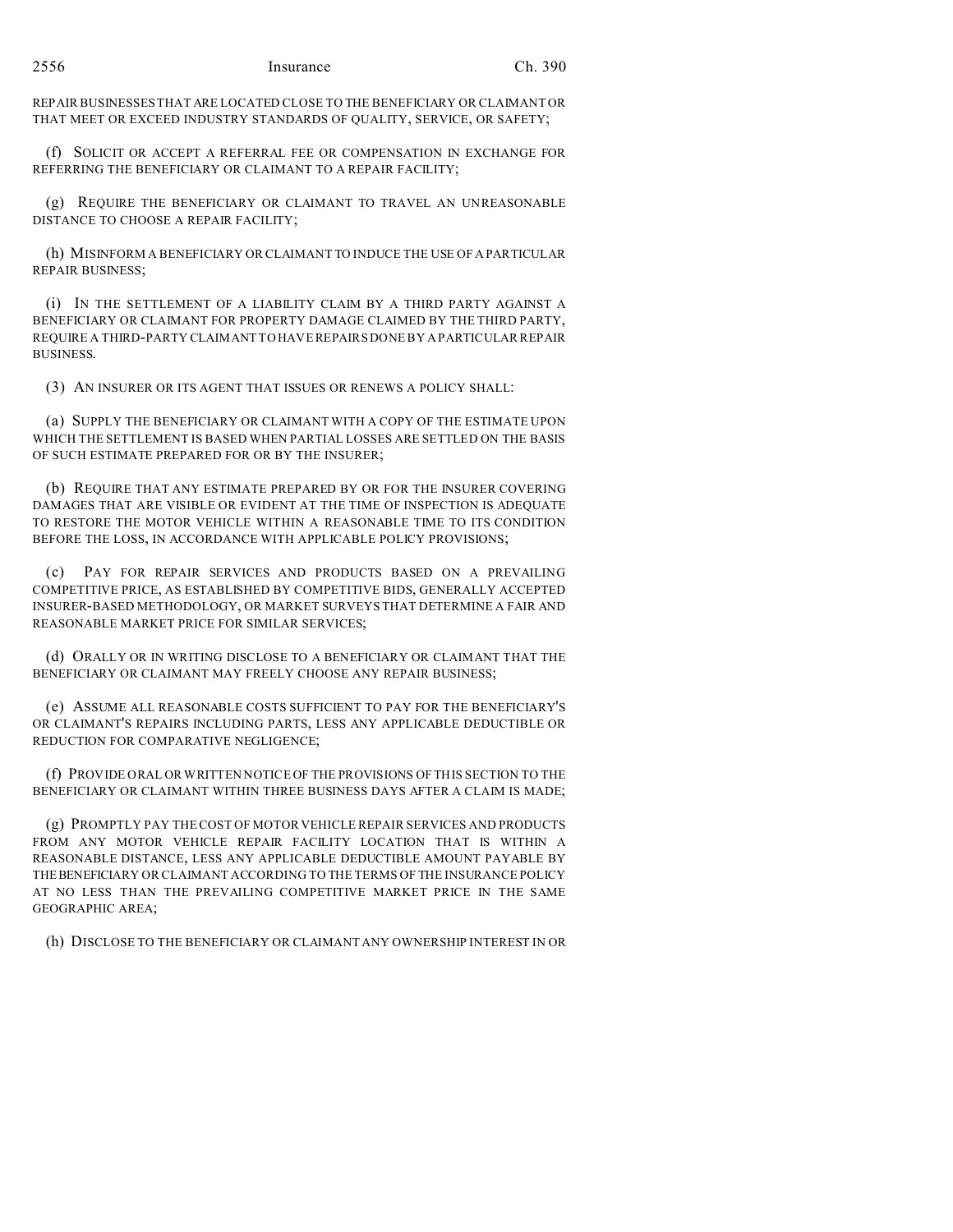REPAIR BUSINESSES THAT ARE LOCATED CLOSE TO THE BENEFICIARY OR CLAIMANT OR THAT MEET OR EXCEED INDUSTRY STANDARDS OF QUALITY, SERVICE, OR SAFETY;

(f) SOLICIT OR ACCEPT A REFERRAL FEE OR COMPENSATION IN EXCHANGE FOR REFERRING THE BENEFICIARY OR CLAIMANT TO A REPAIR FACILITY;

(g) REQUIRE THE BENEFICIARY OR CLAIMANT TO TRAVEL AN UNREASONABLE DISTANCE TO CHOOSE A REPAIR FACILITY;

(h) MISINFORM A BENEFICIARY OR CLAIMANT TO INDUCE THE USE OF A PARTICULAR REPAIR BUSINESS;

(i) IN THE SETTLEMENT OF A LIABILITY CLAIM BY A THIRD PARTY AGAINST A BENEFICIARY OR CLAIMANT FOR PROPERTY DAMAGE CLAIMED BY THE THIRD PARTY, REQUIRE A THIRD-PARTY CLAIMANT TO HAVE REPAIRS DONE BY A PARTICULAR REPAIR BUSINESS.

(3) AN INSURER OR ITS AGENT THAT ISSUES OR RENEWS A POLICY SHALL:

(a) SUPPLY THE BENEFICIARY OR CLAIMANT WITH A COPY OF THE ESTIMATE UPON WHICH THE SETTLEMENT IS BASED WHEN PARTIAL LOSSES ARE SETTLED ON THE BASIS OF SUCH ESTIMATE PREPARED FOR OR BY THE INSURER;

(b) REQUIRE THAT ANY ESTIMATE PREPARED BY OR FOR THE INSURER COVERING DAMAGES THAT ARE VISIBLE OR EVIDENT AT THE TIME OF INSPECTION IS ADEQUATE TO RESTORE THE MOTOR VEHICLE WITHIN A REASONABLE TIME TO ITS CONDITION BEFORE THE LOSS, IN ACCORDANCE WITH APPLICABLE POLICY PROVISIONS;

(c) PAY FOR REPAIR SERVICES AND PRODUCTS BASED ON A PREVAILING COMPETITIVE PRICE, AS ESTABLISHED BY COMPETITIVE BIDS, GENERALLY ACCEPTED INSURER-BASED METHODOLOGY, OR MARKET SURVEYS THAT DETERMINE A FAIR AND REASONABLE MARKET PRICE FOR SIMILAR SERVICES;

(d) ORALLY OR IN WRITING DISCLOSE TO A BENEFICIARY OR CLAIMANT THAT THE BENEFICIARY OR CLAIMANT MAY FREELY CHOOSE ANY REPAIR BUSINESS;

(e) ASSUME ALL REASONABLE COSTS SUFFICIENT TO PAY FOR THE BENEFICIARY'S OR CLAIMANT'S REPAIRS INCLUDING PARTS, LESS ANY APPLICABLE DEDUCTIBLE OR REDUCTION FOR COMPARATIVE NEGLIGENCE;

(f) PROVIDE ORAL OR WRITTEN NOTICE OF THE PROVISIONS OF THIS SECTION TO THE BENEFICIARY OR CLAIMANT WITHIN THREE BUSINESS DAYS AFTER A CLAIM IS MADE;

(g) PROMPTLY PAY THE COST OF MOTOR VEHICLE REPAIR SERVICES AND PRODUCTS FROM ANY MOTOR VEHICLE REPAIR FACILITY LOCATION THAT IS WITHIN A REASONABLE DISTANCE, LESS ANY APPLICABLE DEDUCTIBLE AMOUNT PAYABLE BY THE BENEFICIARY OR CLAIMANT ACCORDING TO THE TERMS OF THE INSURANCE POLICY AT NO LESS THAN THE PREVAILING COMPETITIVE MARKET PRICE IN THE SAME GEOGRAPHIC AREA;

(h) DISCLOSE TO THE BENEFICIARY OR CLAIMANT ANY OWNERSHIP INTEREST IN OR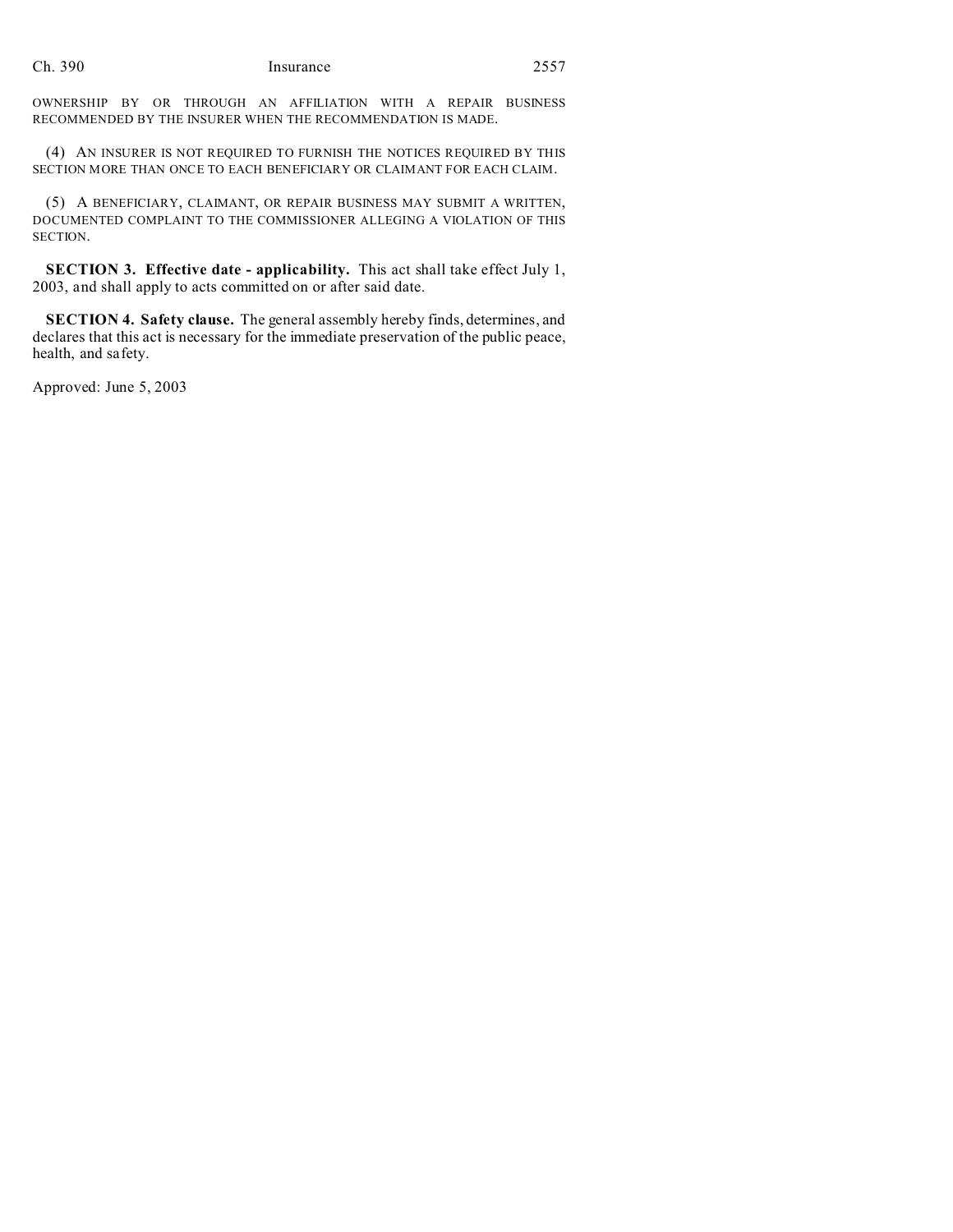OWNERSHIP BY OR THROUGH AN AFFILIATION WITH A REPAIR BUSINESS RECOMMENDED BY THE INSURER WHEN THE RECOMMENDATION IS MADE.

(4) AN INSURER IS NOT REQUIRED TO FURNISH THE NOTICES REQUIRED BY THIS SECTION MORE THAN ONCE TO EACH BENEFICIARY OR CLAIMANT FOR EACH CLAIM.

(5) A BENEFICIARY, CLAIMANT, OR REPAIR BUSINESS MAY SUBMIT A WRITTEN, DOCUMENTED COMPLAINT TO THE COMMISSIONER ALLEGING A VIOLATION OF THIS SECTION.

**SECTION 3. Effective date - applicability.** This act shall take effect July 1, 2003, and shall apply to acts committed on or after said date.

**SECTION 4. Safety clause.** The general assembly hereby finds, determines, and declares that this act is necessary for the immediate preservation of the public peace, health, and safety.

Approved: June 5, 2003